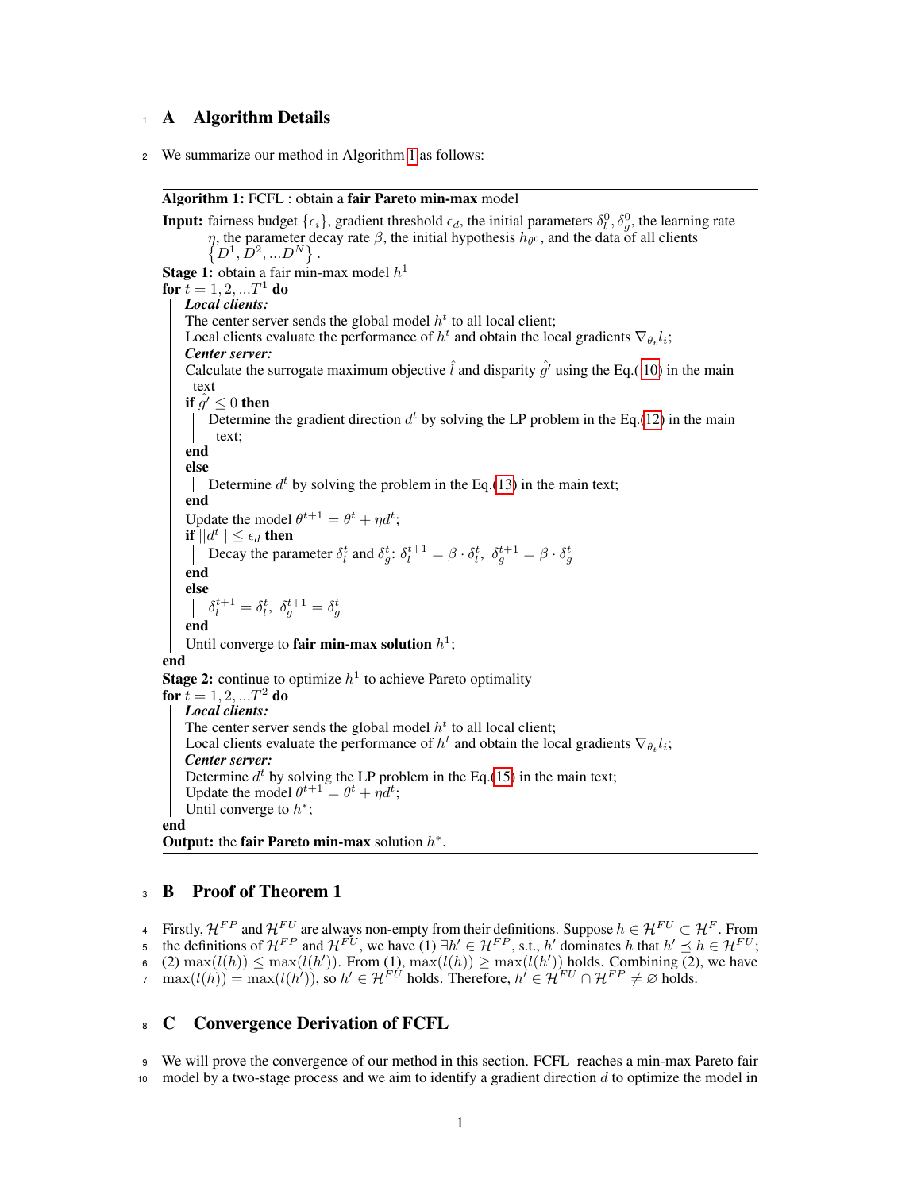# A Algorithm Details

We summarize our method in Algorithm 1 as follows:

---

**Algorithm 1:** FCFL : obtain a **fair Pareto min-max** model

---

**Input:** fairness budget $\{\epsilon_i\}$, gradient threshold $\epsilon_d$, the initial parameters $\delta_l^0, \delta_g^0$, the learning rate $\eta$, the parameter decay rate $\beta$, the initial hypothesis $h_{\theta^0}$, and the data of all clients $\{D^1, D^2, ...D^N\}$ .

**Stage 1:** obtain a fair min-max model $h^1$

**for** $t = 1, 2, ...T^1$ **do**

- ***Local clients:***
- The center server sends the global model $h^t$ to all local client;
- Local clients evaluate the performance of $h^t$ and obtain the local gradients $\nabla_{\theta_t} l_i$;
- ***Center server:***
- Calculate the surrogate maximum objective $\hat{l}$ and disparity $\hat{g}'$ using the Eq.( 10) in the main text
- **if** $\hat{g}' \leq 0$ **then**
  - Determine the gradient direction $d^t$ by solving the LP problem in the Eq.(12) in the main text;
- **end**
- **else**
  - Determine $d^t$ by solving the problem in the Eq.(13) in the main text;
- **end**
- Update the model $\theta^{t+1} = \theta^t + \eta d^t$;
- **if** $||d^t|| \leq \epsilon_d$ **then**
  - Decay the parameter $\delta_l^t$ and $\delta_g^t$: $\delta_l^{t+1} = \beta \cdot \delta_l^t,\ \delta_g^{t+1} = \beta \cdot \delta_g^t$
- **end**
- **else**
  - $\delta_l^{t+1} = \delta_l^t,\ \delta_g^{t+1} = \delta_g^t$
- **end**
- Until converge to **fair min-max solution** $h^1$;

**end**

**Stage 2:** continue to optimize $h^1$ to achieve Pareto optimality

**for** $t = 1, 2, ...T^2$ **do**

- ***Local clients:***
- The center server sends the global model $h^t$ to all local client;
- Local clients evaluate the performance of $h^t$ and obtain the local gradients $\nabla_{\theta_t} l_i$;
- ***Center server:***
- Determine $d^t$ by solving the LP problem in the Eq.(15) in the main text;
- Update the model $\theta^{t+1} = \theta^t + \eta d^t$;
- Until converge to $h^*$;

**end**

**Output:** the **fair Pareto min-max** solution $h^*$.

---

# B Proof of Theorem 1

Firstly, $\mathcal{H}^{FP}$ and $\mathcal{H}^{FU}$ are always non-empty from their definitions. Suppose $h \in \mathcal{H}^{FU} \subset \mathcal{H}^F$. From the definitions of $\mathcal{H}^{FP}$ and $\mathcal{H}^{FU}$, we have (1) $\exists h' \in \mathcal{H}^{FP}$, s.t., $h'$ dominates $h$ that $h' \preceq h \in \mathcal{H}^{FU}$; (2) $\max(l(h)) \leq \max(l(h'))$. From (1), $\max(l(h)) \geq \max(l(h'))$ holds. Combining (2), we have $\max(l(h)) = \max(l(h'))$, so $h' \in \mathcal{H}^{FU}$ holds. Therefore, $h' \in \mathcal{H}^{FU} \cap \mathcal{H}^{FP} \neq \varnothing$ holds.

# C Convergence Derivation of FCFL

We will prove the convergence of our method in this section. FCFL reaches a min-max Pareto fair model by a two-stage process and we aim to identify a gradient direction $d$ to optimize the model in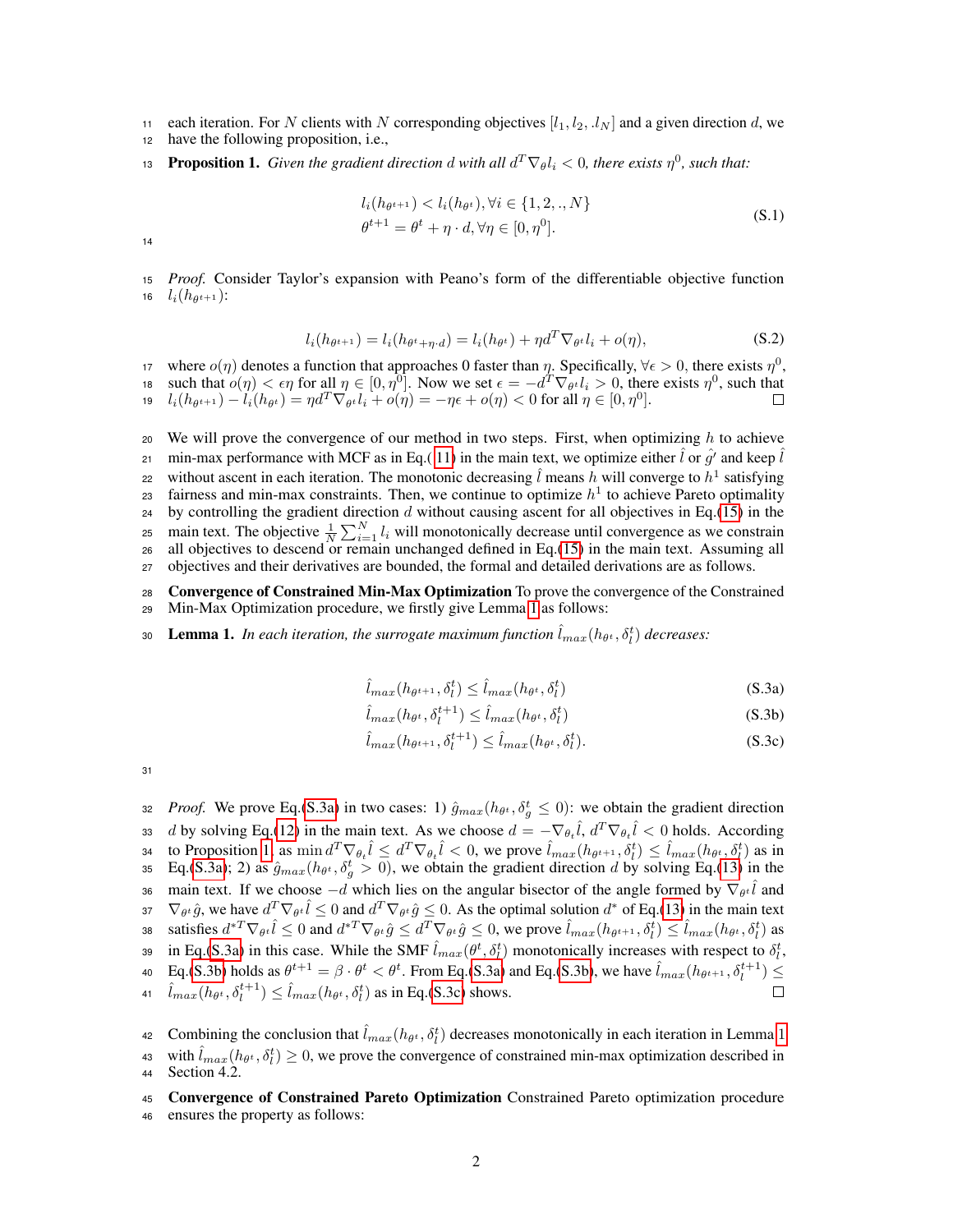each iteration. For $N$ clients with $N$ corresponding objectives $[l_1, l_2, .l_N]$ and a given direction $d$, we have the following proposition, i.e.,

**Proposition 1.** *Given the gradient direction $d$ with all $d^T \nabla_\theta l_i < 0$, there exists $\eta^0$, such that:*

$$
\begin{aligned}
& l_i(h_{\theta^{t+1}}) < l_i(h_{\theta^t}), \forall i \in \{1, 2, ., N\} \\
& \theta^{t+1} = \theta^t + \eta \cdot d, \forall \eta \in [0, \eta^0].
\end{aligned}
\tag{S.1}
$$

*Proof.* Consider Taylor's expansion with Peano's form of the differentiable objective function $l_i(h_{\theta^{t+1}})$:

$$
l_i(h_{\theta^{t+1}}) = l_i(h_{\theta^t + \eta \cdot d}) = l_i(h_{\theta^t}) + \eta d^T \nabla_{\theta^t} l_i + o(\eta), \tag{S.2}
$$

where $o(\eta)$ denotes a function that approaches 0 faster than $\eta$. Specifically, $\forall \epsilon > 0$, there exists $\eta^0$, such that $o(\eta) < \epsilon \eta$ for all $\eta \in [0, \eta^0]$. Now we set $\epsilon = -d^T \nabla_{\theta^t} l_i > 0$, there exists $\eta^0$, such that $l_i(h_{\theta^{t+1}}) - l_i(h_{\theta^t}) = \eta d^T \nabla_{\theta^t} l_i + o(\eta) = -\eta \epsilon + o(\eta) < 0$ for all $\eta \in [0, \eta^0]$. □

We will prove the convergence of our method in two steps. First, when optimizing $h$ to achieve min-max performance with MCF as in Eq.(11) in the main text, we optimize either $\hat{l}$ or $\hat{g}'$ and keep $\hat{l}$ without ascent in each iteration. The monotonic decreasing $\hat{l}$ means $h$ will converge to $h^1$ satisfying fairness and min-max constraints. Then, we continue to optimize $h^1$ to achieve Pareto optimality by controlling the gradient direction $d$ without causing ascent for all objectives in Eq.(15) in the main text. The objective $\frac{1}{N}\sum_{i=1}^{N} l_i$ will monotonically decrease until convergence as we constrain all objectives to descend or remain unchanged defined in Eq.(15) in the main text. Assuming all objectives and their derivatives are bounded, the formal and detailed derivations are as follows.

**Convergence of Constrained Min-Max Optimization** To prove the convergence of the Constrained Min-Max Optimization procedure, we firstly give Lemma 1 as follows:

**Lemma 1.** *In each iteration, the surrogate maximum function $\hat{l}_{max}(h_{\theta^t}, \delta_l^t)$ decreases:*

$$
\hat{l}_{max}(h_{\theta^{t+1}}, \delta_l^t) \leq \hat{l}_{max}(h_{\theta^t}, \delta_l^t) \tag{S.3a}
$$

$$
\hat{l}_{max}(h_{\theta^t}, \delta_l^{t+1}) \leq \hat{l}_{max}(h_{\theta^t}, \delta_l^t) \tag{S.3b}
$$

$$
\hat{l}_{max}(h_{\theta^{t+1}}, \delta_l^{t+1}) \leq \hat{l}_{max}(h_{\theta^t}, \delta_l^t). \tag{S.3c}
$$

*Proof.* We prove Eq.(S.3a) in two cases: 1) $\hat{g}_{max}(h_{\theta^t}, \delta_g^t \leq 0)$: we obtain the gradient direction $d$ by solving Eq.(12) in the main text. As we choose $d = -\nabla_{\theta_t} \hat{l}$, $d^T \nabla_{\theta_t} \hat{l} < 0$ holds. According to Proposition 1, as $\min d^T \nabla_{\theta_t} \hat{l} \leq d^T \nabla_{\theta_t} \hat{l} < 0$, we prove $\hat{l}_{max}(h_{\theta^{t+1}}, \delta_l^t) \leq \hat{l}_{max}(h_{\theta^t}, \delta_l^t)$ as in Eq.(S.3a); 2) as $\hat{g}_{max}(h_{\theta^t}, \delta_g^t > 0)$, we obtain the gradient direction $d$ by solving Eq.(13) in the main text. If we choose $-d$ which lies on the angular bisector of the angle formed by $\nabla_{\theta^t} \hat{l}$ and $\nabla_{\theta^t} \hat{g}$, we have $d^T \nabla_{\theta^t} \hat{l} \leq 0$ and $d^T \nabla_{\theta^t} \hat{g} \leq 0$. As the optimal solution $d^*$ of Eq.(13) in the main text satisfies $d^{*T} \nabla_{\theta^t} \hat{l} \leq 0$ and $d^{*T} \nabla_{\theta^t} \hat{g} \leq d^T \nabla_{\theta^t} \hat{g} \leq 0$, we prove $\hat{l}_{max}(h_{\theta^{t+1}}, \delta_l^t) \leq \hat{l}_{max}(h_{\theta^t}, \delta_l^t)$ as in Eq.(S.3a) in this case. While the SMF $\hat{l}_{max}(\theta^t, \delta_l^t)$ monotonically increases with respect to $\delta_l^t$, Eq.(S.3b) holds as $\theta^{t+1} = \beta \cdot \theta^t < \theta^t$. From Eq.(S.3a) and Eq.(S.3b), we have $\hat{l}_{max}(h_{\theta^{t+1}}, \delta_l^{t+1}) \leq \hat{l}_{max}(h_{\theta^t}, \delta_l^{t+1}) \leq \hat{l}_{max}(h_{\theta^t}, \delta_l^t)$ as in Eq.(S.3c) shows. □

Combining the conclusion that $\hat{l}_{max}(h_{\theta^t}, \delta_l^t)$ decreases monotonically in each iteration in Lemma 1 with $\hat{l}_{max}(h_{\theta^t}, \delta_l^t) \geq 0$, we prove the convergence of constrained min-max optimization described in Section 4.2.

**Convergence of Constrained Pareto Optimization** Constrained Pareto optimization procedure ensures the property as follows: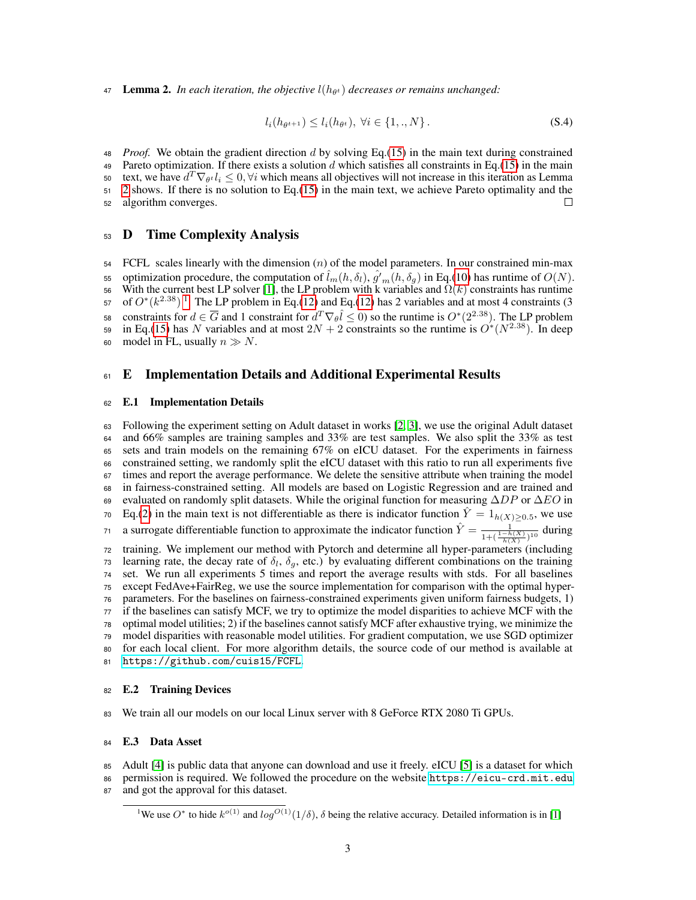**Lemma 2.** *In each iteration, the objective $l(h_{\theta^t})$ decreases or remains unchanged:*

$$l_i(h_{\theta^{t+1}}) \leq l_i(h_{\theta^t}),\ \forall i \in \{1, ., N\}. \tag{S.4}$$

*Proof.* We obtain the gradient direction $d$ by solving Eq.(15) in the main text during constrained Pareto optimization. If there exists a solution $d$ which satisfies all constraints in Eq.(15) in the main text, we have $d^T \nabla_{\theta^t} l_i \leq 0, \forall i$ which means all objectives will not increase in this iteration as Lemma 2 shows. If there is no solution to Eq.(15) in the main text, we achieve Pareto optimality and the algorithm converges. □

# D Time Complexity Analysis

FCFL scales linearly with the dimension $(n)$ of the model parameters. In our constrained min-max optimization procedure, the computation of $\hat{l}_m(h, \delta_l)$, $\hat{g}'_m(h, \delta_g)$ in Eq.(10) has runtime of $O(N)$. With the current best LP solver [1], the LP problem with k variables and $\Omega(k)$ constraints has runtime of $O^*(k^{2.38})$ [1]. The LP problem in Eq.(12) and Eq.(12) has 2 variables and at most 4 constraints (3 constraints for $d \in \overline{G}$ and 1 constraint for $d^T \nabla_\theta \hat{l} \leq 0$) so the runtime is $O^*(2^{2.38})$. The LP problem in Eq.(15) has $N$ variables and at most $2N + 2$ constraints so the runtime is $O^*(N^{2.38})$. In deep model in FL, usually $n \gg N$.

# E Implementation Details and Additional Experimental Results

## E.1 Implementation Details

Following the experiment setting on Adult dataset in works [2, 3], we use the original Adult dataset and 66% samples are training samples and 33% are test samples. We also split the 33% as test sets and train models on the remaining 67% on eICU dataset. For the experiments in fairness constrained setting, we randomly split the eICU dataset with this ratio to run all experiments five times and report the average performance. We delete the sensitive attribute when training the model in fairness-constrained setting. All models are based on Logistic Regression and are trained and evaluated on randomly split datasets. While the original function for measuring $\Delta DP$ or $\Delta EO$ in Eq.(2) in the main text is not differentiable as there is indicator function $\hat{Y} = 1_{h(X) \geq 0.5}$, we use a surrogate differentiable function to approximate the indicator function $\hat{Y} = \frac{1}{1 + (\frac{1-h(X)}{h(X)})^{10}}$ during training. We implement our method with Pytorch and determine all hyper-parameters (including learning rate, the decay rate of $\delta_l$, $\delta_g$, etc.) by evaluating different combinations on the training set. We run all experiments 5 times and report the average results with stds. For all baselines except FedAve+FairReg, we use the source implementation for comparison with the optimal hyper-parameters. For the baselines on fairness-constrained experiments given uniform fairness budgets, 1) if the baselines can satisfy MCF, we try to optimize the model disparities to achieve MCF with the optimal model utilities; 2) if the baselines cannot satisfy MCF after exhaustive trying, we minimize the model disparities with reasonable model utilities. For gradient computation, we use SGD optimizer for each local client. For more algorithm details, the source code of our method is available at https://github.com/cuis15/FCFL.

## E.2 Training Devices

We train all our models on our local Linux server with 8 GeForce RTX 2080 Ti GPUs.

## E.3 Data Asset

Adult [4] is public data that anyone can download and use it freely. eICU [5] is a dataset for which permission is required. We followed the procedure on the website https://eicu-crd.mit.edu and got the approval for this dataset.

[1] We use $O^*$ to hide $k^{o(1)}$ and $log^{O(1)}(1/\delta)$, $\delta$ being the relative accuracy. Detailed information is in [1]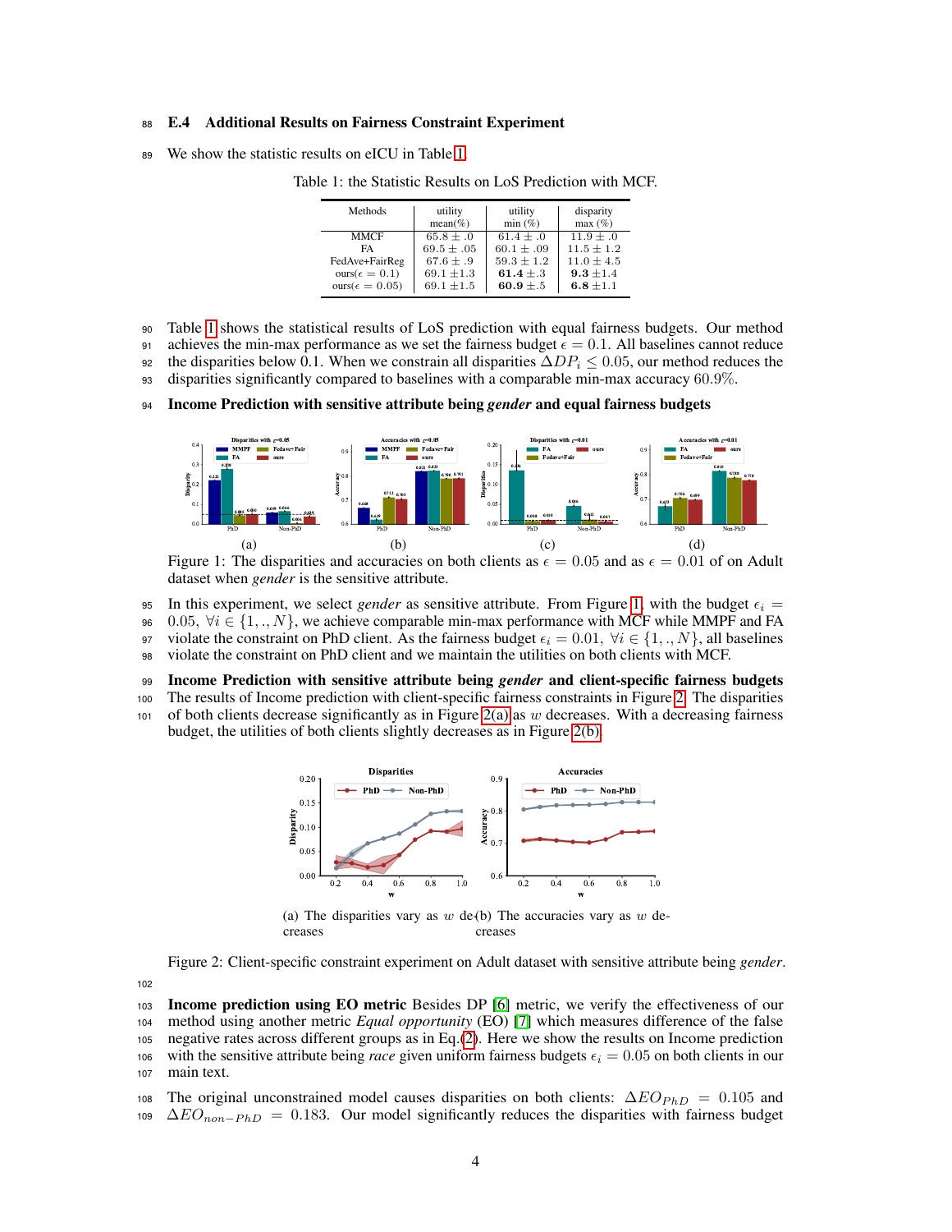### E.4 Additional Results on Fairness Constraint Experiment

We show the statistic results on eICU in Table 1.

Table 1: the Statistic Results on LoS Prediction with MCF.

| Methods | utility mean(%) | utility min (%) | disparity max (%) |
|---|---|---|---|
| MMCF | $65.8 \pm .0$ | $61.4 \pm .0$ | $11.9 \pm .0$ |
| FA | $69.5 \pm .05$ | $60.1 \pm .09$ | $11.5 \pm 1.2$ |
| FedAve+FairReg | $67.6 \pm .9$ | $59.3 \pm 1.2$ | $11.0 \pm 4.5$ |
| ours($\epsilon = 0.1$) | $69.1 \pm 1.3$ | **61.4** $\pm .3$ | **9.3** $\pm 1.4$ |
| ours($\epsilon = 0.05$) | $69.1 \pm 1.5$ | **60.9** $\pm .5$ | **6.8** $\pm 1.1$ |

Table 1 shows the statistical results of LoS prediction with equal fairness budgets. Our method achieves the min-max performance as we set the fairness budget $\epsilon = 0.1$. All baselines cannot reduce the disparities below 0.1. When we constrain all disparities $\Delta DP_i \leq 0.05$, our method reduces the disparities significantly compared to baselines with a comparable min-max accuracy $60.9\%$.

**Income Prediction with sensitive attribute being *gender* and equal fairness budgets**

Figure 1: The disparities and accuracies on both clients as $\epsilon = 0.05$ and as $\epsilon = 0.01$ of on Adult dataset when *gender* is the sensitive attribute.

In this experiment, we select *gender* as sensitive attribute. From Figure 1, with the budget $\epsilon_i = 0.05,\ \forall i \in \{1, ., N\}$, we achieve comparable min-max performance with MCF while MMPF and FA violate the constraint on PhD client. As the fairness budget $\epsilon_i = 0.01,\ \forall i \in \{1, ., N\}$, all baselines violate the constraint on PhD client and we maintain the utilities on both clients with MCF.

**Income Prediction with sensitive attribute being *gender* and client-specific fairness budgets** The results of Income prediction with client-specific fairness constraints in Figure 2. The disparities of both clients decrease significantly as in Figure 2(a) as $w$ decreases. With a decreasing fairness budget, the utilities of both clients slightly decreases as in Figure 2(b).

(a) The disparities vary as $w$ decreases (b) The accuracies vary as $w$ decreases

Figure 2: Client-specific constraint experiment on Adult dataset with sensitive attribute being *gender*.

**Income prediction using EO metric** Besides DP [6] metric, we verify the effectiveness of our method using another metric *Equal opportunity* (EO) [7] which measures difference of the false negative rates across different groups as in Eq.(2). Here we show the results on Income prediction with the sensitive attribute being *race* given uniform fairness budgets $\epsilon_i = 0.05$ on both clients in our main text.

The original unconstrained model causes disparities on both clients: $\Delta EO_{PhD} = 0.105$ and $\Delta EO_{non-PhD} = 0.183$. Our model significantly reduces the disparities with fairness budget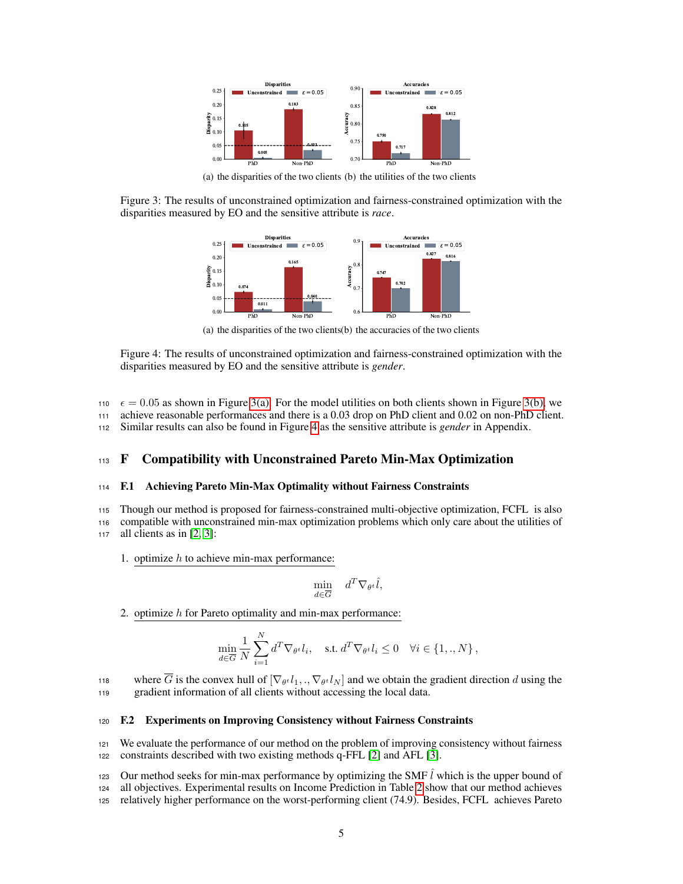(a) the disparities of the two clients (b) the utilities of the two clients

Figure 3: The results of unconstrained optimization and fairness-constrained optimization with the disparities measured by EO and the sensitive attribute is *race*.

(a) the disparities of the two clients(b) the accuracies of the two clients

Figure 4: The results of unconstrained optimization and fairness-constrained optimization with the disparities measured by EO and the sensitive attribute is *gender*.

$\epsilon = 0.05$ as shown in Figure 3(a). For the model utilities on both clients shown in Figure 3(b), we achieve reasonable performances and there is a 0.03 drop on PhD client and 0.02 on non-PhD client. Similar results can also be found in Figure 4 as the sensitive attribute is *gender* in Appendix.

# F Compatibility with Unconstrained Pareto Min-Max Optimization

## F.1 Achieving Pareto Min-Max Optimality without Fairness Constraints

Though our method is proposed for fairness-constrained multi-objective optimization, FCFL is also compatible with unconstrained min-max optimization problems which only care about the utilities of all clients as in [2, 3]:

1. optimize $h$ to achieve min-max performance:

$$\min_{d \in \overline{G}} \quad d^T \nabla_{\theta^t} \hat{l},$$

2. optimize $h$ for Pareto optimality and min-max performance:

$$\min_{d \in \overline{G}} \frac{1}{N} \sum_{i=1}^{N} d^T \nabla_{\theta^t} l_i, \quad \text{s.t. } d^T \nabla_{\theta^t} l_i \leq 0 \quad \forall i \in \{1, ., N\},$$

   where $\overline{G}$ is the convex hull of $[\nabla_{\theta^t} l_1, ., \nabla_{\theta^t} l_N]$ and we obtain the gradient direction $d$ using the gradient information of all clients without accessing the local data.

## F.2 Experiments on Improving Consistency without Fairness Constraints

We evaluate the performance of our method on the problem of improving consistency without fairness constraints described with two existing methods q-FFL [2] and AFL [3].

Our method seeks for min-max performance by optimizing the SMF $\hat{l}$ which is the upper bound of all objectives. Experimental results on Income Prediction in Table 2 show that our method achieves relatively higher performance on the worst-performing client (74.9). Besides, FCFL achieves Pareto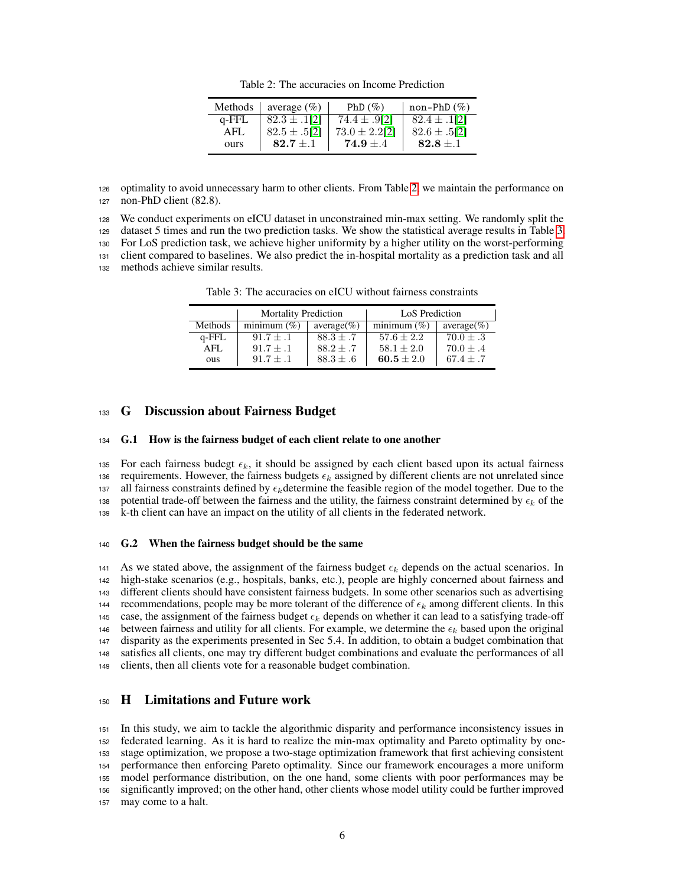Table 2: The accuracies on Income Prediction

| Methods | average (%) | PhD (%) | non-PhD (%) |
|---|---|---|---|
| q-FFL | $82.3 \pm .1$[2] | $74.4 \pm .9$[2] | $82.4 \pm .1$[2] |
| AFL | $82.5 \pm .5$[2] | $73.0 \pm 2.2$[2] | $82.6 \pm .5$[2] |
| ours | $\mathbf{82.7} \pm .1$ | $\mathbf{74.9} \pm .4$ | $\mathbf{82.8} \pm .1$ |

optimality to avoid unnecessary harm to other clients. From Table 2, we maintain the performance on non-PhD client (82.8).

We conduct experiments on eICU dataset in unconstrained min-max setting. We randomly split the dataset 5 times and run the two prediction tasks. We show the statistical average results in Table 3. For LoS prediction task, we achieve higher uniformity by a higher utility on the worst-performing client compared to baselines. We also predict the in-hospital mortality as a prediction task and all methods achieve similar results.

Table 3: The accuracies on eICU without fairness constraints

| | Mortality Prediction | | LoS Prediction | |
|---|---|---|---|---|
| Methods | minimum (%) | average(%) | minimum (%) | average(%) |
| q-FFL | $91.7 \pm .1$ | $88.3 \pm .7$ | $57.6 \pm 2.2$ | $70.0 \pm .3$ |
| AFL | $91.7 \pm .1$ | $88.2 \pm .7$ | $58.1 \pm 2.0$ | $70.0 \pm .4$ |
| ous | $91.7 \pm .1$ | $88.3 \pm .6$ | $\mathbf{60.5} \pm 2.0$ | $67.4 \pm .7$ |

# G Discussion about Fairness Budget

## G.1 How is the fairness budget of each client relate to one another

For each fairness budegt $\epsilon_k$, it should be assigned by each client based upon its actual fairness requirements. However, the fairness budgets $\epsilon_k$ assigned by different clients are not unrelated since all fairness constraints defined by $\epsilon_k$determine the feasible region of the model together. Due to the potential trade-off between the fairness and the utility, the fairness constraint determined by $\epsilon_k$ of the k-th client can have an impact on the utility of all clients in the federated network.

## G.2 When the fairness budget should be the same

As we stated above, the assignment of the fairness budget $\epsilon_k$ depends on the actual scenarios. In high-stake scenarios (e.g., hospitals, banks, etc.), people are highly concerned about fairness and different clients should have consistent fairness budgets. In some other scenarios such as advertising recommendations, people may be more tolerant of the difference of $\epsilon_k$ among different clients. In this case, the assignment of the fairness budget $\epsilon_k$ depends on whether it can lead to a satisfying trade-off between fairness and utility for all clients. For example, we determine the $\epsilon_k$ based upon the original disparity as the experiments presented in Sec 5.4. In addition, to obtain a budget combination that satisfies all clients, one may try different budget combinations and evaluate the performances of all clients, then all clients vote for a reasonable budget combination.

# H Limitations and Future work

In this study, we aim to tackle the algorithmic disparity and performance inconsistency issues in federated learning. As it is hard to realize the min-max optimality and Pareto optimality by one-stage optimization, we propose a two-stage optimization framework that first achieving consistent performance then enforcing Pareto optimality. Since our framework encourages a more uniform model performance distribution, on the one hand, some clients with poor performances may be significantly improved; on the other hand, other clients whose model utility could be further improved may come to a halt.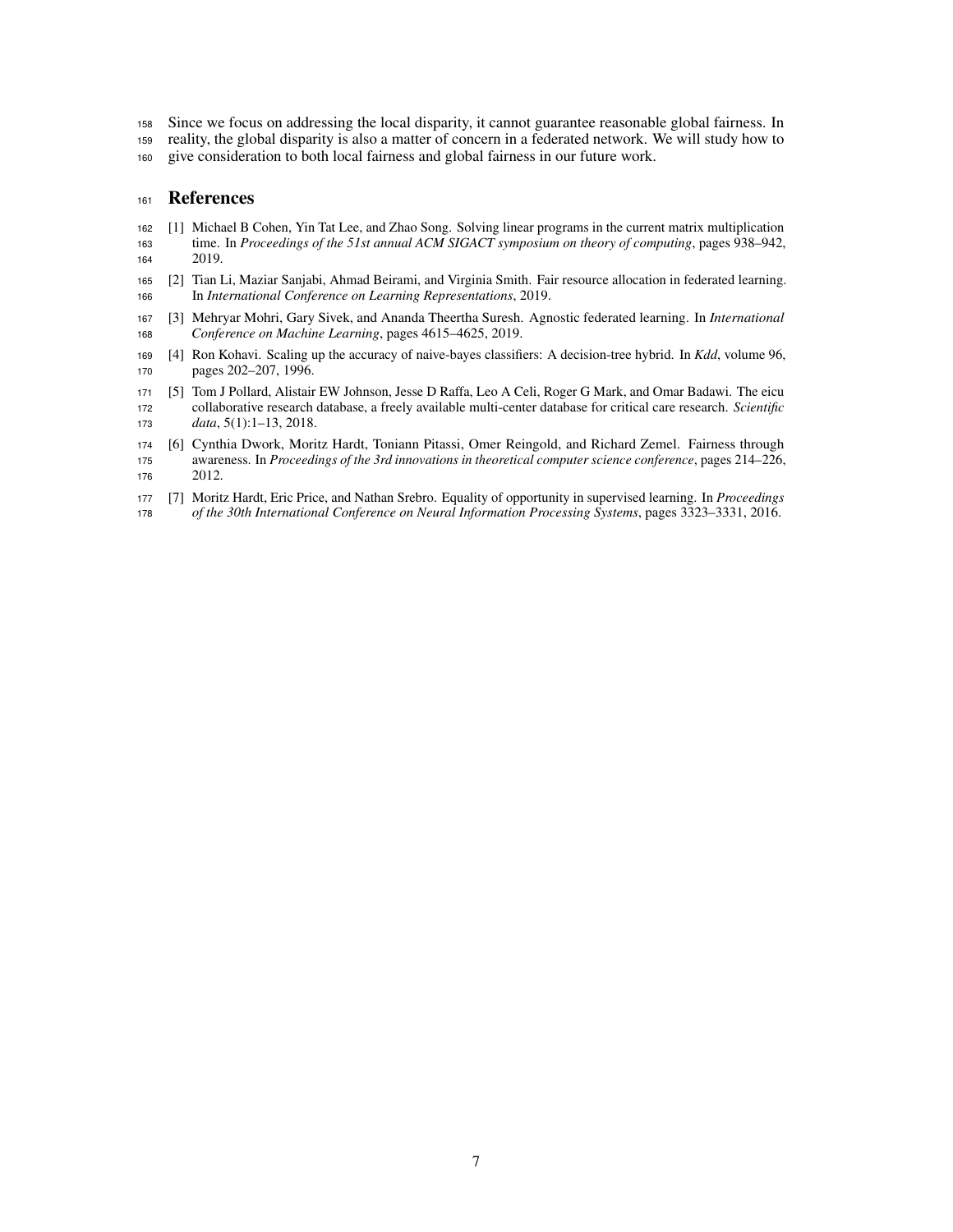Since we focus on addressing the local disparity, it cannot guarantee reasonable global fairness. In reality, the global disparity is also a matter of concern in a federated network. We will study how to give consideration to both local fairness and global fairness in our future work.

## References

[1] Michael B Cohen, Yin Tat Lee, and Zhao Song. Solving linear programs in the current matrix multiplication time. In *Proceedings of the 51st annual ACM SIGACT symposium on theory of computing*, pages 938–942, 2019.

[2] Tian Li, Maziar Sanjabi, Ahmad Beirami, and Virginia Smith. Fair resource allocation in federated learning. In *International Conference on Learning Representations*, 2019.

[3] Mehryar Mohri, Gary Sivek, and Ananda Theertha Suresh. Agnostic federated learning. In *International Conference on Machine Learning*, pages 4615–4625, 2019.

[4] Ron Kohavi. Scaling up the accuracy of naive-bayes classifiers: A decision-tree hybrid. In *Kdd*, volume 96, pages 202–207, 1996.

[5] Tom J Pollard, Alistair EW Johnson, Jesse D Raffa, Leo A Celi, Roger G Mark, and Omar Badawi. The eicu collaborative research database, a freely available multi-center database for critical care research. *Scientific data*, 5(1):1–13, 2018.

[6] Cynthia Dwork, Moritz Hardt, Toniann Pitassi, Omer Reingold, and Richard Zemel. Fairness through awareness. In *Proceedings of the 3rd innovations in theoretical computer science conference*, pages 214–226, 2012.

[7] Moritz Hardt, Eric Price, and Nathan Srebro. Equality of opportunity in supervised learning. In *Proceedings of the 30th International Conference on Neural Information Processing Systems*, pages 3323–3331, 2016.